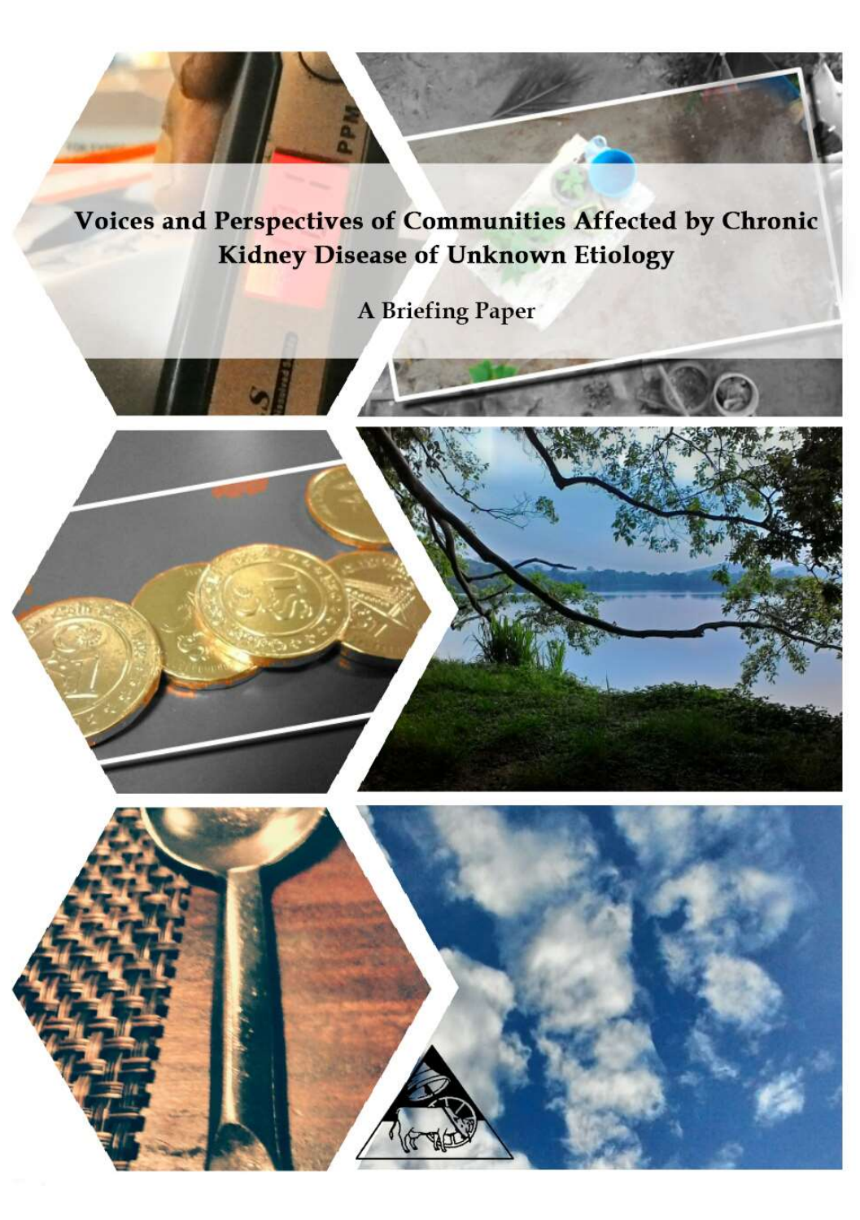# Voices and Perspectives of Communities Affected by Chronic Kidney Disease of Unknown Etiology

## A Briefing Paper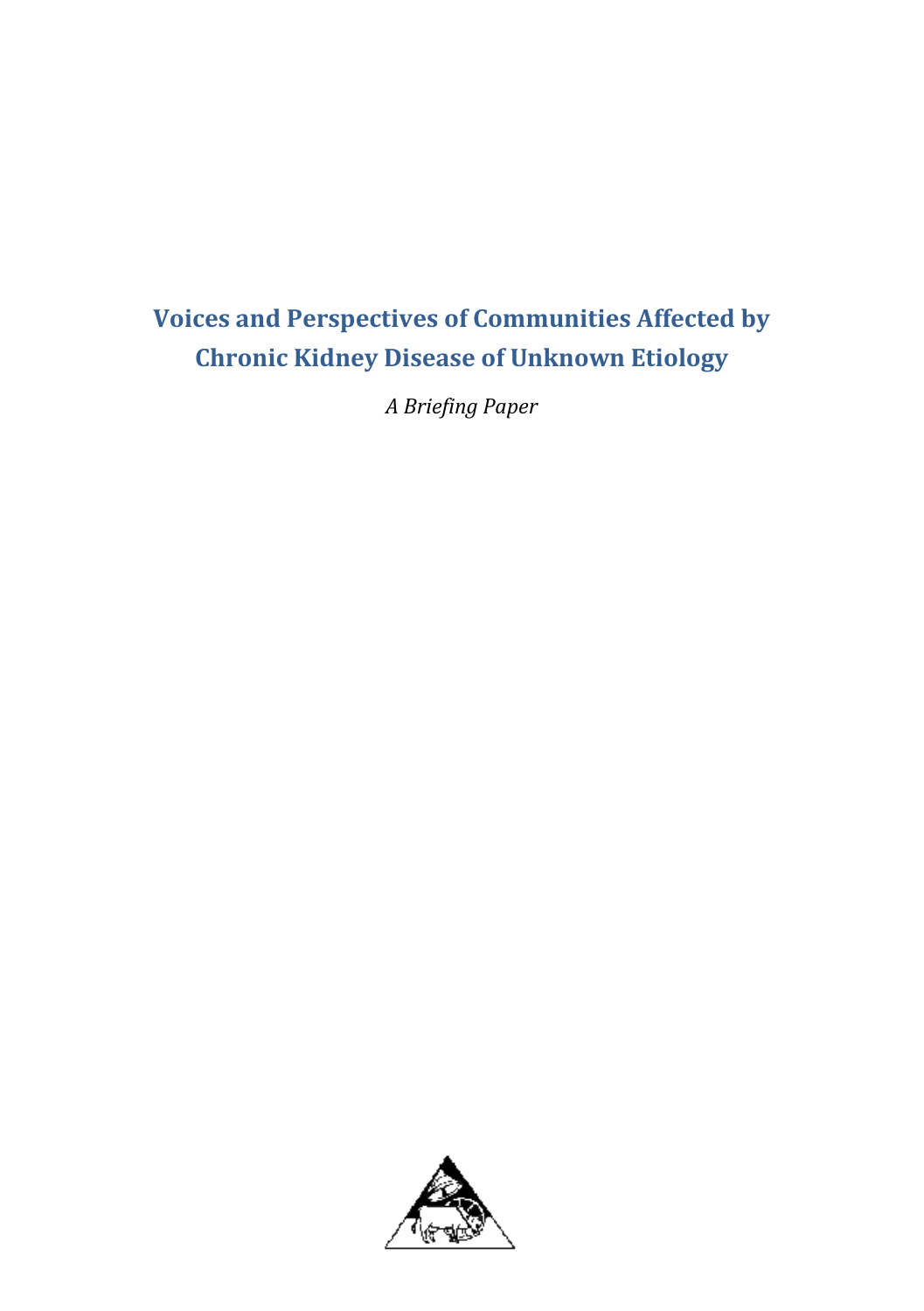# Voices and Perspectives of Communities Affected by Chronic Kidney Disease of Unknown Etiology

*A Briefing Paper*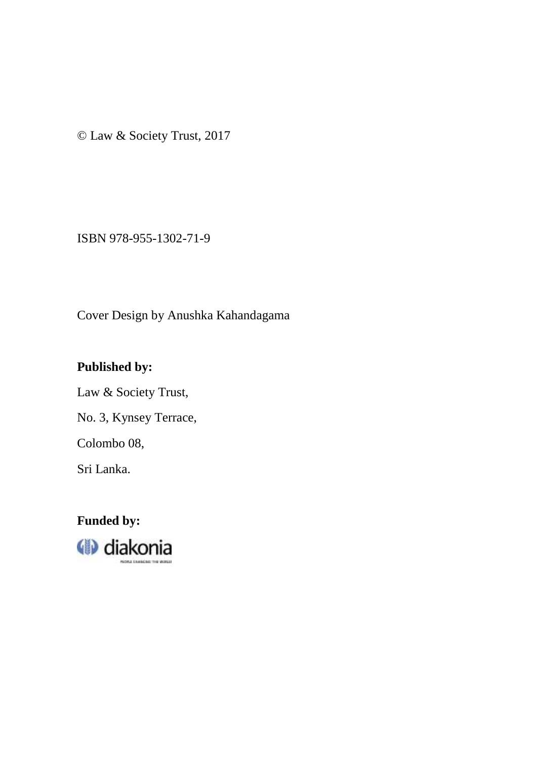© Law & Society Trust, 2017

ISBN 978-955-1302-71-9

Cover Design by Anushka Kahandagama

**Published by:**

Law & Society Trust,

No. 3, Kynsey Terrace,

Colombo 08,

Sri Lanka.

**Funded by:**

diakonia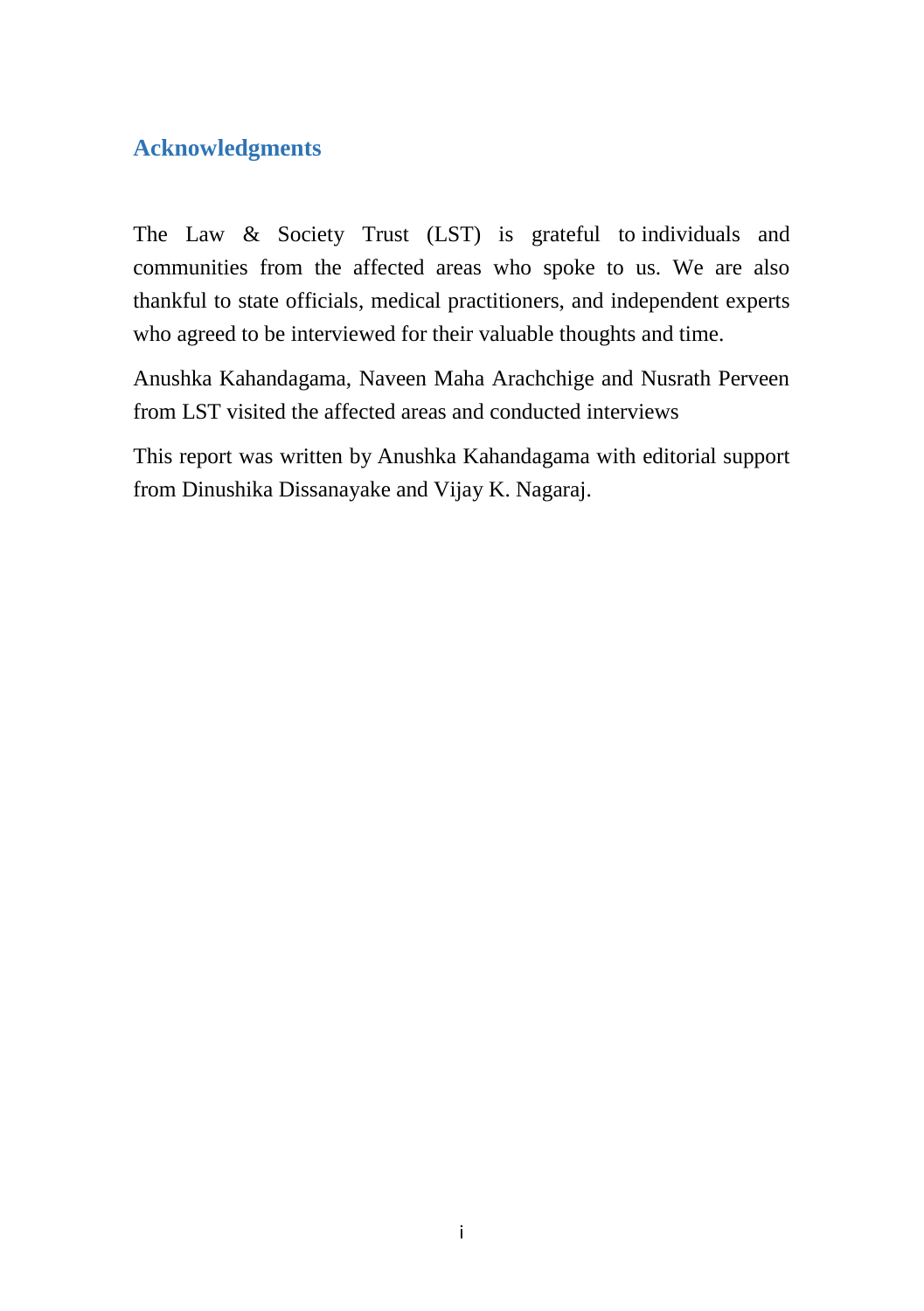## Acknowledgments

The Law & Society Trust (LST) is grateful to individuals and communities from the affected areas who spoke to us. We are also thankful to state officials, medical practitioners, and independent experts who agreed to be interviewed for their valuable thoughts and time.

Anushka Kahandagama, Naveen Maha Arachchige and Nusrath Perveen from LST visited the affected areas and conducted interviews

This report was written by Anushka Kahandagama with editorial support from Dinushika Dissanayake and Vijay K. Nagaraj.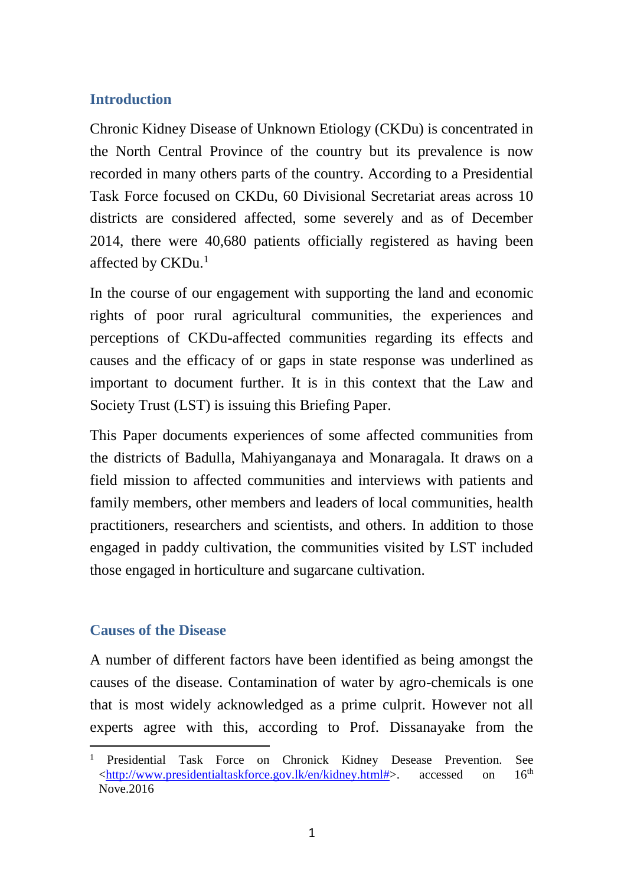## Introduction

Chronic Kidney Disease of Unknown Etiology (CKDu) is concentrated in the North Central Province of the country but its prevalence is now recorded in many others parts of the country. According to a Presidential Task Force focused on CKDu, 60 Divisional Secretariat areas across 10 districts are considered affected, some severely and as of December 2014, there were 40,680 patients officially registered as having been affected by CKDu.[1]

In the course of our engagement with supporting the land and economic rights of poor rural agricultural communities, the experiences and perceptions of CKDu-affected communities regarding its effects and causes and the efficacy of or gaps in state response was underlined as important to document further. It is in this context that the Law and Society Trust (LST) is issuing this Briefing Paper.

This Paper documents experiences of some affected communities from the districts of Badulla, Mahiyanganaya and Monaragala. It draws on a field mission to affected communities and interviews with patients and family members, other members and leaders of local communities, health practitioners, researchers and scientists, and others. In addition to those engaged in paddy cultivation, the communities visited by LST included those engaged in horticulture and sugarcane cultivation.

## Causes of the Disease

A number of different factors have been identified as being amongst the causes of the disease. Contamination of water by agro-chemicals is one that is most widely acknowledged as a prime culprit. However not all experts agree with this, according to Prof. Dissanayake from the

---

[1] Presidential Task Force on Chronick Kidney Desease Prevention. See <http://www.presidentialtaskforce.gov.lk/en/kidney.html#>. accessed on 16th Nove.2016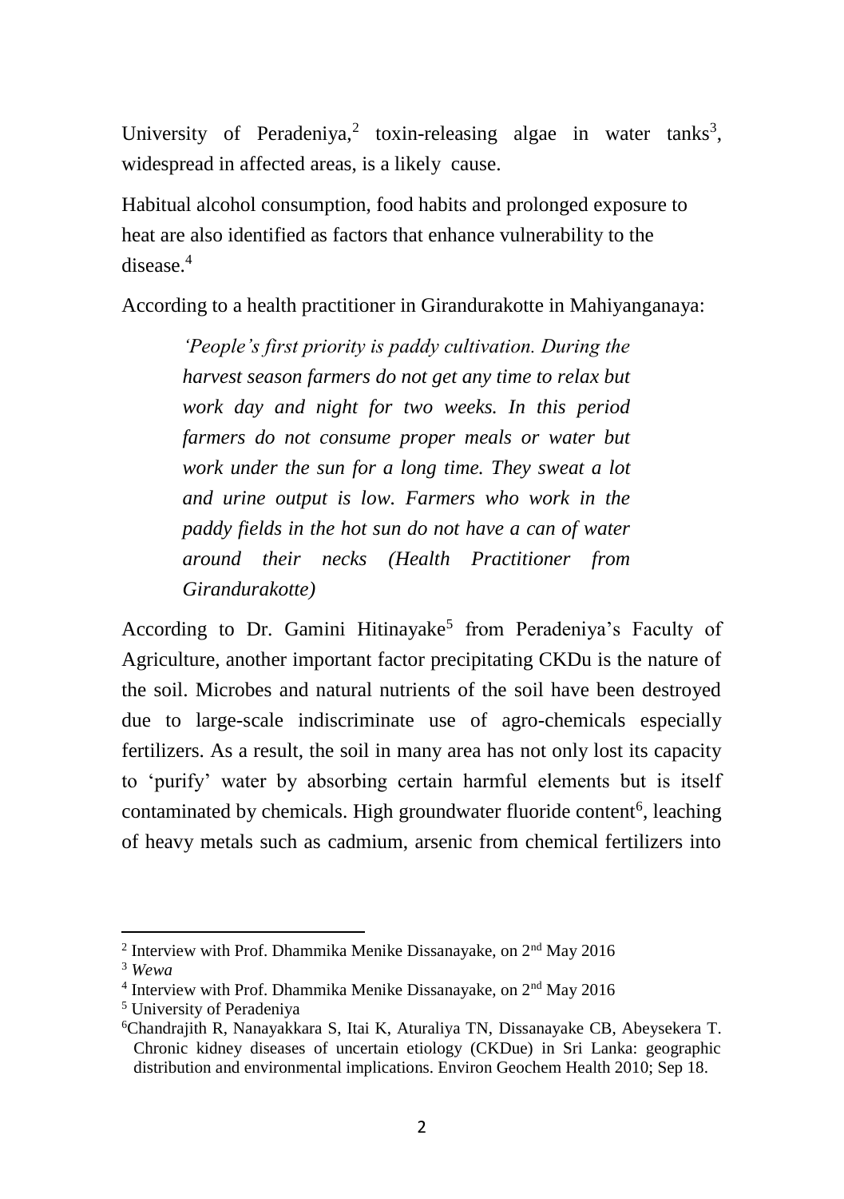University of Peradeniya,[2] toxin-releasing algae in water tanks[3], widespread in affected areas, is a likely cause.

Habitual alcohol consumption, food habits and prolonged exposure to heat are also identified as factors that enhance vulnerability to the disease.[4]

According to a health practitioner in Girandurakotte in Mahiyanganaya:

> *'People's first priority is paddy cultivation. During the harvest season farmers do not get any time to relax but work day and night for two weeks. In this period farmers do not consume proper meals or water but work under the sun for a long time. They sweat a lot and urine output is low. Farmers who work in the paddy fields in the hot sun do not have a can of water around their necks (Health Practitioner from Girandurakotte)*

According to Dr. Gamini Hitinayake[5] from Peradeniya's Faculty of Agriculture, another important factor precipitating CKDu is the nature of the soil. Microbes and natural nutrients of the soil have been destroyed due to large-scale indiscriminate use of agro-chemicals especially fertilizers. As a result, the soil in many area has not only lost its capacity to 'purify' water by absorbing certain harmful elements but is itself contaminated by chemicals. High groundwater fluoride content[6], leaching of heavy metals such as cadmium, arsenic from chemical fertilizers into

---

[2] Interview with Prof. Dhammika Menike Dissanayake, on 2nd May 2016

[3] *Wewa*

[4] Interview with Prof. Dhammika Menike Dissanayake, on 2nd May 2016

[5] University of Peradeniya

[6] Chandrajith R, Nanayakkara S, Itai K, Aturaliya TN, Dissanayake CB, Abeysekera T. Chronic kidney diseases of uncertain etiology (CKDue) in Sri Lanka: geographic distribution and environmental implications. Environ Geochem Health 2010; Sep 18.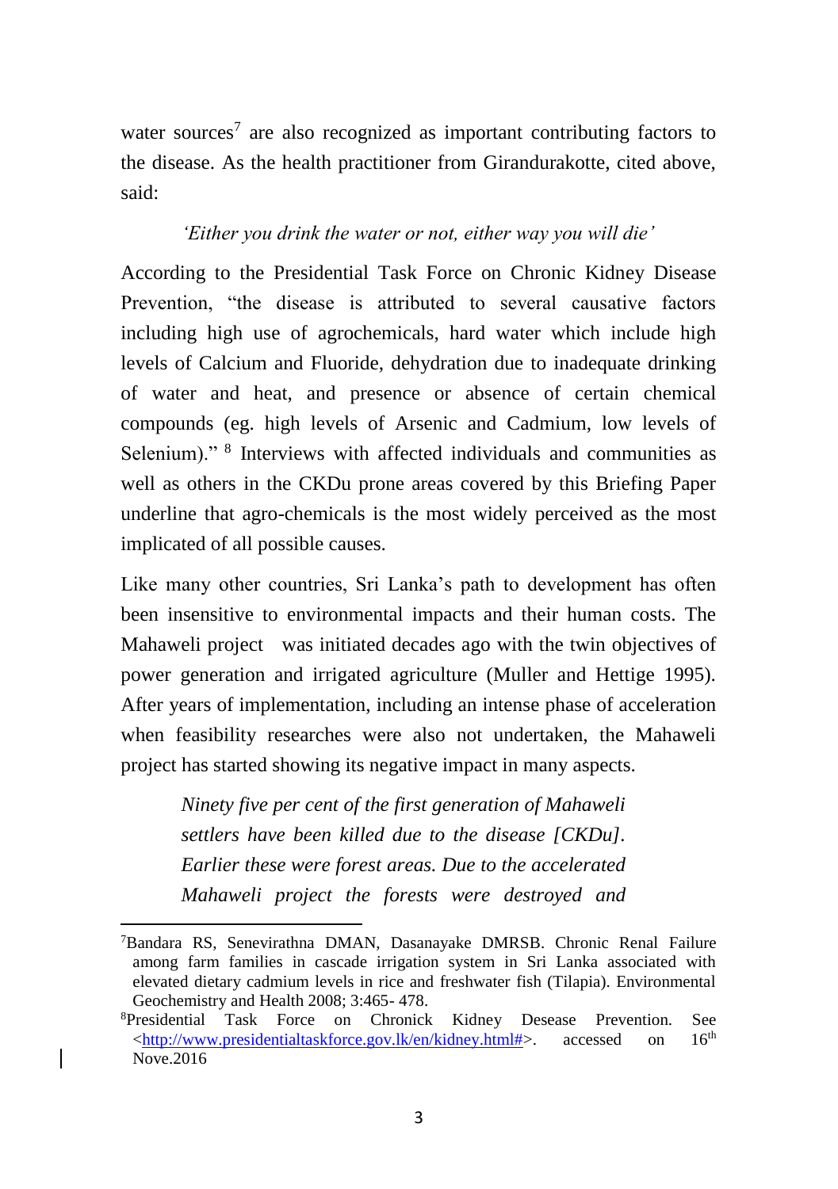water sources[7] are also recognized as important contributing factors to the disease. As the health practitioner from Girandurakotte, cited above, said:

*'Either you drink the water or not, either way you will die'*

According to the Presidential Task Force on Chronic Kidney Disease Prevention, "the disease is attributed to several causative factors including high use of agrochemicals, hard water which include high levels of Calcium and Fluoride, dehydration due to inadequate drinking of water and heat, and presence or absence of certain chemical compounds (eg. high levels of Arsenic and Cadmium, low levels of Selenium)." [8] Interviews with affected individuals and communities as well as others in the CKDu prone areas covered by this Briefing Paper underline that agro-chemicals is the most widely perceived as the most implicated of all possible causes.

Like many other countries, Sri Lanka's path to development has often been insensitive to environmental impacts and their human costs. The Mahaweli project was initiated decades ago with the twin objectives of power generation and irrigated agriculture (Muller and Hettige 1995). After years of implementation, including an intense phase of acceleration when feasibility researches were also not undertaken, the Mahaweli project has started showing its negative impact in many aspects.

> *Ninety five per cent of the first generation of Mahaweli settlers have been killed due to the disease [CKDu]. Earlier these were forest areas. Due to the accelerated Mahaweli project the forests were destroyed and*

---

[7] Bandara RS, Senevirathna DMAN, Dasanayake DMRSB. Chronic Renal Failure among farm families in cascade irrigation system in Sri Lanka associated with elevated dietary cadmium levels in rice and freshwater fish (Tilapia). Environmental Geochemistry and Health 2008; 3:465- 478.

[8] Presidential Task Force on Chronick Kidney Desease Prevention. See <http://www.presidentialtaskforce.gov.lk/en/kidney.html#>. accessed on 16th Nove.2016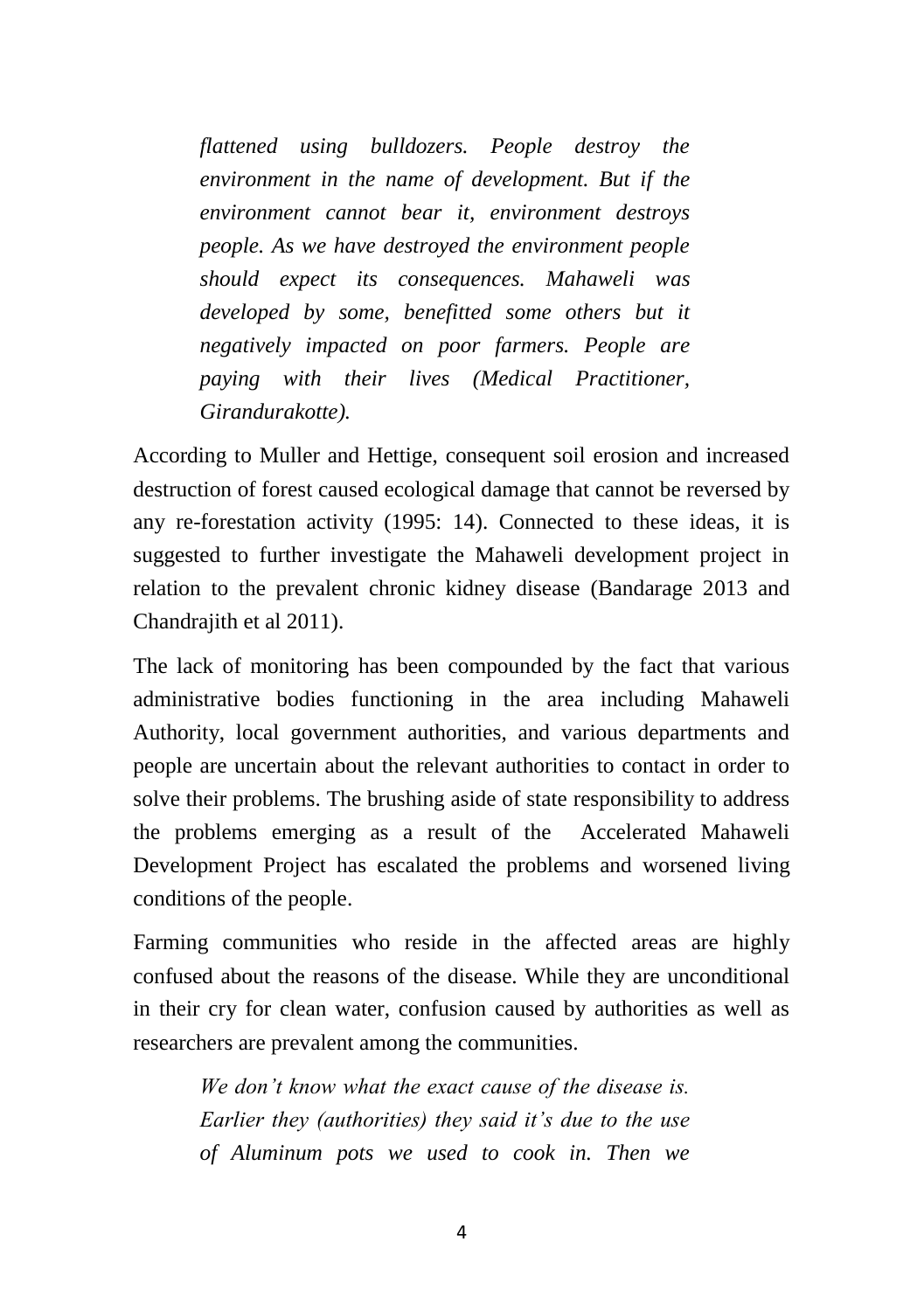> *flattened using bulldozers. People destroy the environment in the name of development. But if the environment cannot bear it, environment destroys people. As we have destroyed the environment people should expect its consequences. Mahaweli was developed by some, benefitted some others but it negatively impacted on poor farmers. People are paying with their lives (Medical Practitioner, Girandurakotte).*

According to Muller and Hettige, consequent soil erosion and increased destruction of forest caused ecological damage that cannot be reversed by any re-forestation activity (1995: 14). Connected to these ideas, it is suggested to further investigate the Mahaweli development project in relation to the prevalent chronic kidney disease (Bandarage 2013 and Chandrajith et al 2011).

The lack of monitoring has been compounded by the fact that various administrative bodies functioning in the area including Mahaweli Authority, local government authorities, and various departments and people are uncertain about the relevant authorities to contact in order to solve their problems. The brushing aside of state responsibility to address the problems emerging as a result of the Accelerated Mahaweli Development Project has escalated the problems and worsened living conditions of the people.

Farming communities who reside in the affected areas are highly confused about the reasons of the disease. While they are unconditional in their cry for clean water, confusion caused by authorities as well as researchers are prevalent among the communities.

> *We don't know what the exact cause of the disease is. Earlier they (authorities) they said it's due to the use of Aluminum pots we used to cook in. Then we*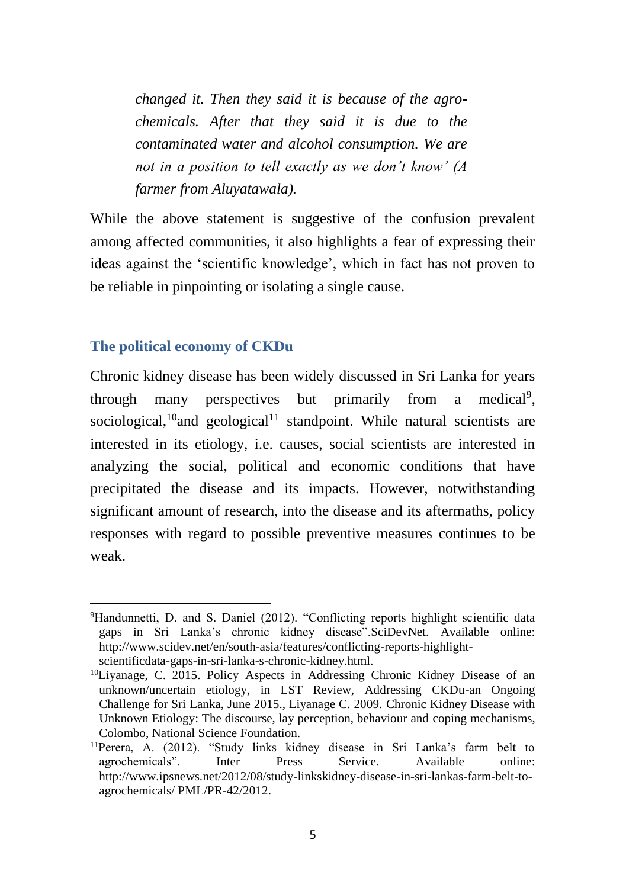*changed it. Then they said it is because of the agro-chemicals. After that they said it is due to the contaminated water and alcohol consumption. We are not in a position to tell exactly as we don't know' (A farmer from Aluyatawala).*

While the above statement is suggestive of the confusion prevalent among affected communities, it also highlights a fear of expressing their ideas against the 'scientific knowledge', which in fact has not proven to be reliable in pinpointing or isolating a single cause.

## The political economy of CKDu

Chronic kidney disease has been widely discussed in Sri Lanka for years through many perspectives but primarily from a medical[9], sociological,[10]and geological[11] standpoint. While natural scientists are interested in its etiology, i.e. causes, social scientists are interested in analyzing the social, political and economic conditions that have precipitated the disease and its impacts. However, notwithstanding significant amount of research, into the disease and its aftermaths, policy responses with regard to possible preventive measures continues to be weak.

---

[9]Handunnetti, D. and S. Daniel (2012). "Conflicting reports highlight scientific data gaps in Sri Lanka's chronic kidney disease".SciDevNet. Available online: http://www.scidev.net/en/south-asia/features/conflicting-reports-highlight-scientificdata-gaps-in-sri-lanka-s-chronic-kidney.html.

[10]Liyanage, C. 2015. Policy Aspects in Addressing Chronic Kidney Disease of an unknown/uncertain etiology, in LST Review, Addressing CKDu-an Ongoing Challenge for Sri Lanka, June 2015., Liyanage C. 2009. Chronic Kidney Disease with Unknown Etiology: The discourse, lay perception, behaviour and coping mechanisms, Colombo, National Science Foundation.

[11]Perera, A. (2012). "Study links kidney disease in Sri Lanka's farm belt to agrochemicals". Inter Press Service. Available online: http://www.ipsnews.net/2012/08/study-linkskidney-disease-in-sri-lankas-farm-belt-to-agrochemicals/ PML/PR-42/2012.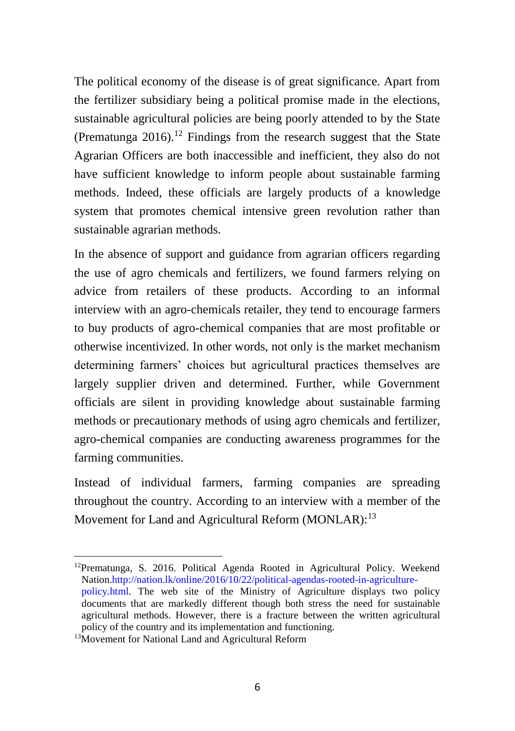The political economy of the disease is of great significance. Apart from the fertilizer subsidiary being a political promise made in the elections, sustainable agricultural policies are being poorly attended to by the State (Prematunga 2016).[12] Findings from the research suggest that the State Agrarian Officers are both inaccessible and inefficient, they also do not have sufficient knowledge to inform people about sustainable farming methods. Indeed, these officials are largely products of a knowledge system that promotes chemical intensive green revolution rather than sustainable agrarian methods.

In the absence of support and guidance from agrarian officers regarding the use of agro chemicals and fertilizers, we found farmers relying on advice from retailers of these products. According to an informal interview with an agro-chemicals retailer, they tend to encourage farmers to buy products of agro-chemical companies that are most profitable or otherwise incentivized. In other words, not only is the market mechanism determining farmers' choices but agricultural practices themselves are largely supplier driven and determined. Further, while Government officials are silent in providing knowledge about sustainable farming methods or precautionary methods of using agro chemicals and fertilizer, agro-chemical companies are conducting awareness programmes for the farming communities.

Instead of individual farmers, farming companies are spreading throughout the country. According to an interview with a member of the Movement for Land and Agricultural Reform (MONLAR):[13]

---

[12] Prematunga, S. 2016. Political Agenda Rooted in Agricultural Policy. Weekend Nation.http://nation.lk/online/2016/10/22/political-agendas-rooted-in-agriculture-policy.html. The web site of the Ministry of Agriculture displays two policy documents that are markedly different though both stress the need for sustainable agricultural methods. However, there is a fracture between the written agricultural policy of the country and its implementation and functioning.

[13] Movement for National Land and Agricultural Reform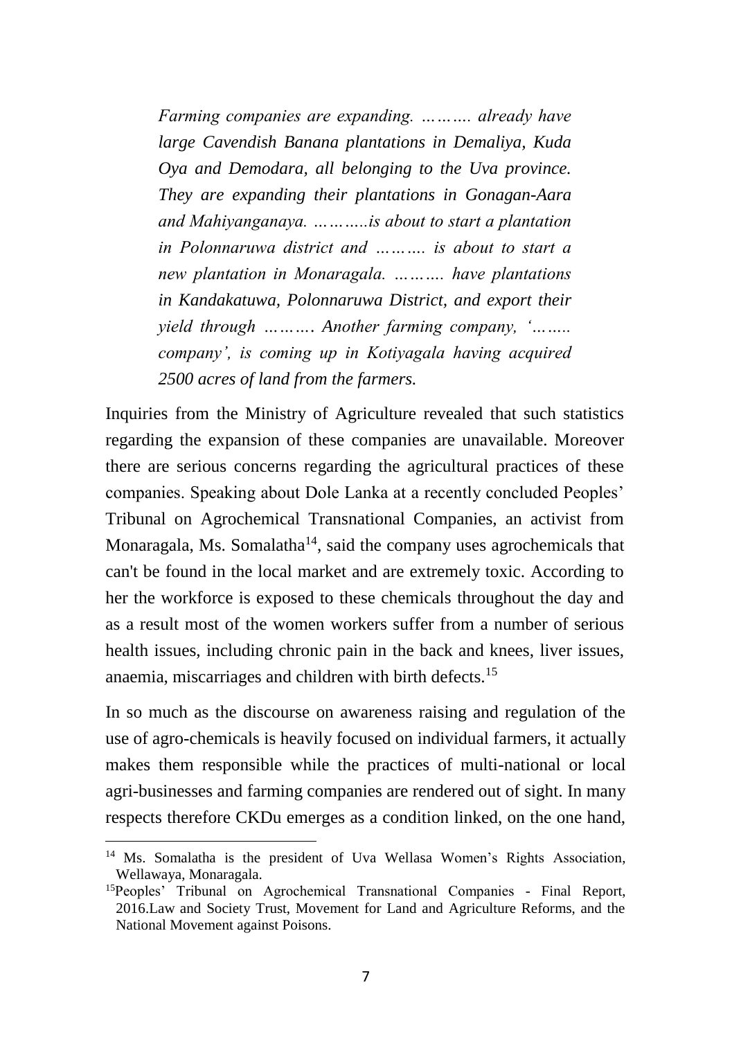> *Farming companies are expanding. ………. already have large Cavendish Banana plantations in Demaliya, Kuda Oya and Demodara, all belonging to the Uva province. They are expanding their plantations in Gonagan-Aara and Mahiyanganaya. ………..is about to start a plantation in Polonnaruwa district and ………. is about to start a new plantation in Monaragala. ………. have plantations in Kandakatuwa, Polonnaruwa District, and export their yield through ………. Another farming company, '…….. company', is coming up in Kotiyagala having acquired 2500 acres of land from the farmers.*

Inquiries from the Ministry of Agriculture revealed that such statistics regarding the expansion of these companies are unavailable. Moreover there are serious concerns regarding the agricultural practices of these companies. Speaking about Dole Lanka at a recently concluded Peoples' Tribunal on Agrochemical Transnational Companies, an activist from Monaragala, Ms. Somalatha[14], said the company uses agrochemicals that can't be found in the local market and are extremely toxic. According to her the workforce is exposed to these chemicals throughout the day and as a result most of the women workers suffer from a number of serious health issues, including chronic pain in the back and knees, liver issues, anaemia, miscarriages and children with birth defects.[15]

In so much as the discourse on awareness raising and regulation of the use of agro-chemicals is heavily focused on individual farmers, it actually makes them responsible while the practices of multi-national or local agri-businesses and farming companies are rendered out of sight. In many respects therefore CKDu emerges as a condition linked, on the one hand,

---

[14] Ms. Somalatha is the president of Uva Wellasa Women's Rights Association, Wellawaya, Monaragala.

[15] Peoples' Tribunal on Agrochemical Transnational Companies - Final Report, 2016.Law and Society Trust, Movement for Land and Agriculture Reforms, and the National Movement against Poisons.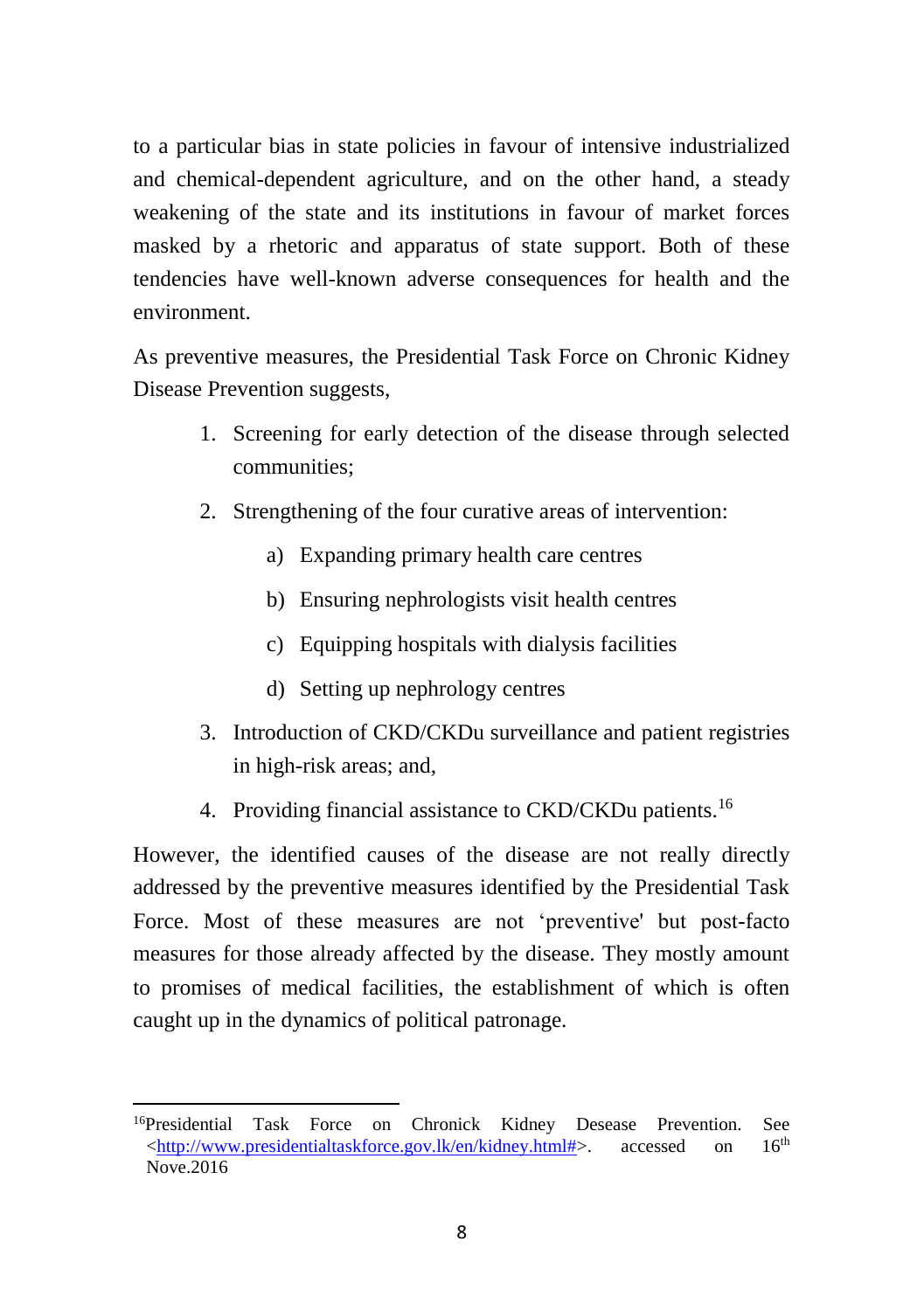to a particular bias in state policies in favour of intensive industrialized and chemical-dependent agriculture, and on the other hand, a steady weakening of the state and its institutions in favour of market forces masked by a rhetoric and apparatus of state support. Both of these tendencies have well-known adverse consequences for health and the environment.

As preventive measures, the Presidential Task Force on Chronic Kidney Disease Prevention suggests,

1. Screening for early detection of the disease through selected communities;
2. Strengthening of the four curative areas of intervention:
    a) Expanding primary health care centres
    b) Ensuring nephrologists visit health centres
    c) Equipping hospitals with dialysis facilities
    d) Setting up nephrology centres
3. Introduction of CKD/CKDu surveillance and patient registries in high-risk areas; and,
4. Providing financial assistance to CKD/CKDu patients.[16]

However, the identified causes of the disease are not really directly addressed by the preventive measures identified by the Presidential Task Force. Most of these measures are not 'preventive' but post-facto measures for those already affected by the disease. They mostly amount to promises of medical facilities, the establishment of which is often caught up in the dynamics of political patronage.

---

[16]Presidential Task Force on Chronick Kidney Desease Prevention. See <http://www.presidentialtaskforce.gov.lk/en/kidney.html#>. accessed on 16th Nove.2016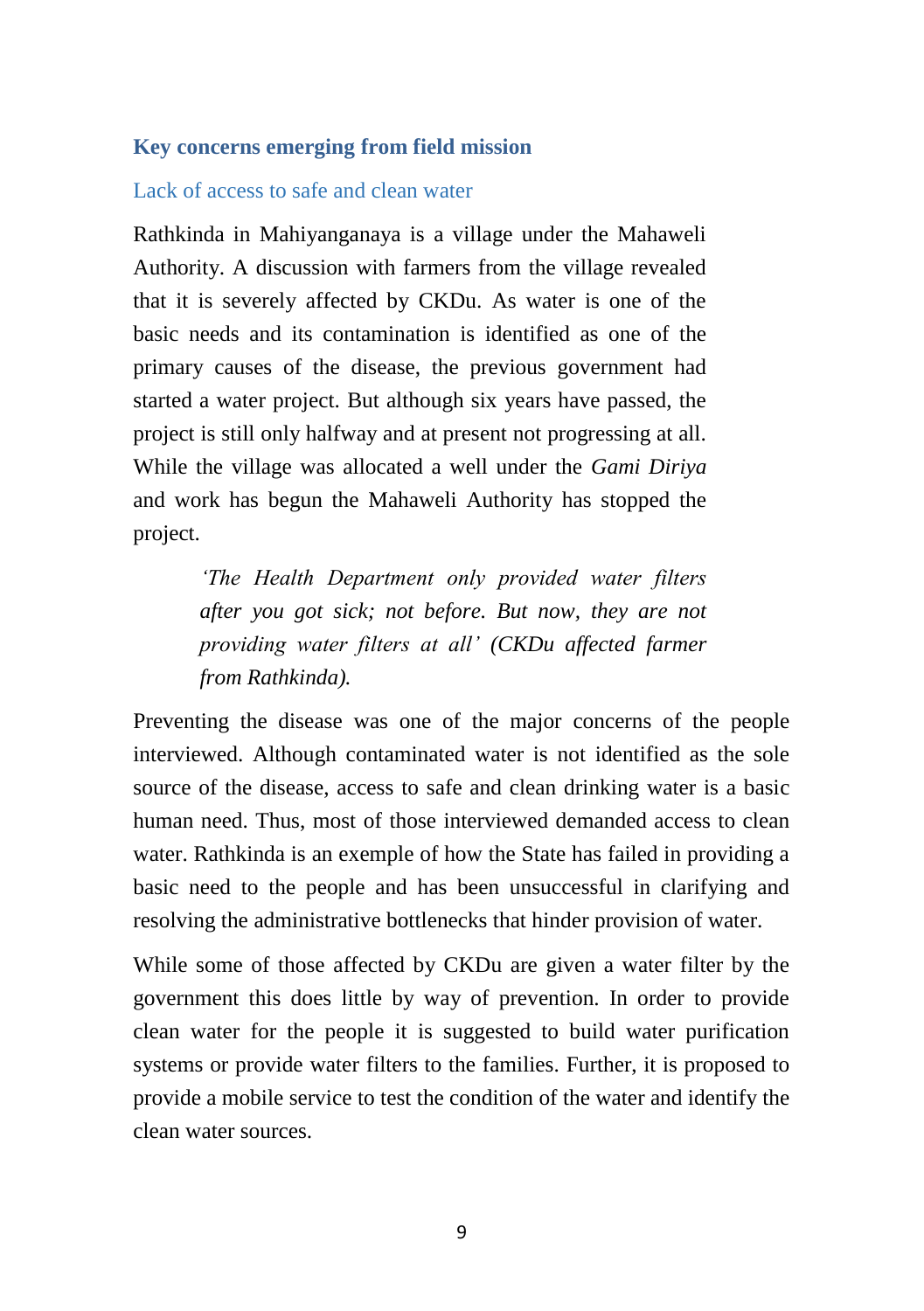## Key concerns emerging from field mission

### Lack of access to safe and clean water

Rathkinda in Mahiyanganaya is a village under the Mahaweli Authority. A discussion with farmers from the village revealed that it is severely affected by CKDu. As water is one of the basic needs and its contamination is identified as one of the primary causes of the disease, the previous government had started a water project. But although six years have passed, the project is still only halfway and at present not progressing at all. While the village was allocated a well under the *Gami Diriya* and work has begun the Mahaweli Authority has stopped the project.

> *'The Health Department only provided water filters after you got sick; not before. But now, they are not providing water filters at all' (CKDu affected farmer from Rathkinda).*

Preventing the disease was one of the major concerns of the people interviewed. Although contaminated water is not identified as the sole source of the disease, access to safe and clean drinking water is a basic human need. Thus, most of those interviewed demanded access to clean water. Rathkinda is an exemple of how the State has failed in providing a basic need to the people and has been unsuccessful in clarifying and resolving the administrative bottlenecks that hinder provision of water.

While some of those affected by CKDu are given a water filter by the government this does little by way of prevention. In order to provide clean water for the people it is suggested to build water purification systems or provide water filters to the families. Further, it is proposed to provide a mobile service to test the condition of the water and identify the clean water sources.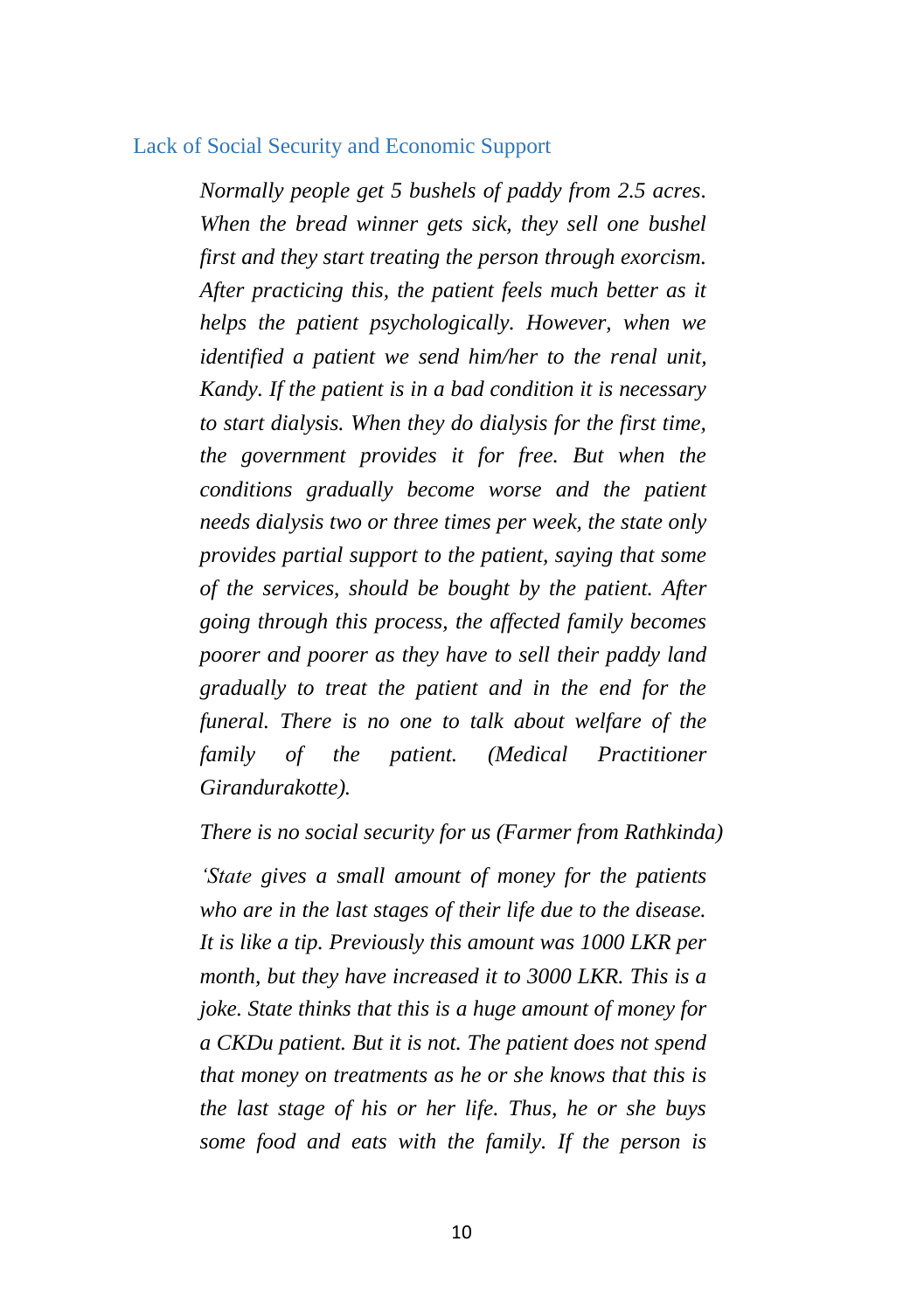## Lack of Social Security and Economic Support

*Normally people get 5 bushels of paddy from 2.5 acres. When the bread winner gets sick, they sell one bushel first and they start treating the person through exorcism. After practicing this, the patient feels much better as it helps the patient psychologically. However, when we identified a patient we send him/her to the renal unit, Kandy. If the patient is in a bad condition it is necessary to start dialysis. When they do dialysis for the first time, the government provides it for free. But when the conditions gradually become worse and the patient needs dialysis two or three times per week, the state only provides partial support to the patient, saying that some of the services, should be bought by the patient. After going through this process, the affected family becomes poorer and poorer as they have to sell their paddy land gradually to treat the patient and in the end for the funeral. There is no one to talk about welfare of the family of the patient. (Medical Practitioner Girandurakotte).*

*There is no social security for us (Farmer from Rathkinda)*

*'State gives a small amount of money for the patients who are in the last stages of their life due to the disease. It is like a tip. Previously this amount was 1000 LKR per month, but they have increased it to 3000 LKR. This is a joke. State thinks that this is a huge amount of money for a CKDu patient. But it is not. The patient does not spend that money on treatments as he or she knows that this is the last stage of his or her life. Thus, he or she buys some food and eats with the family. If the person is*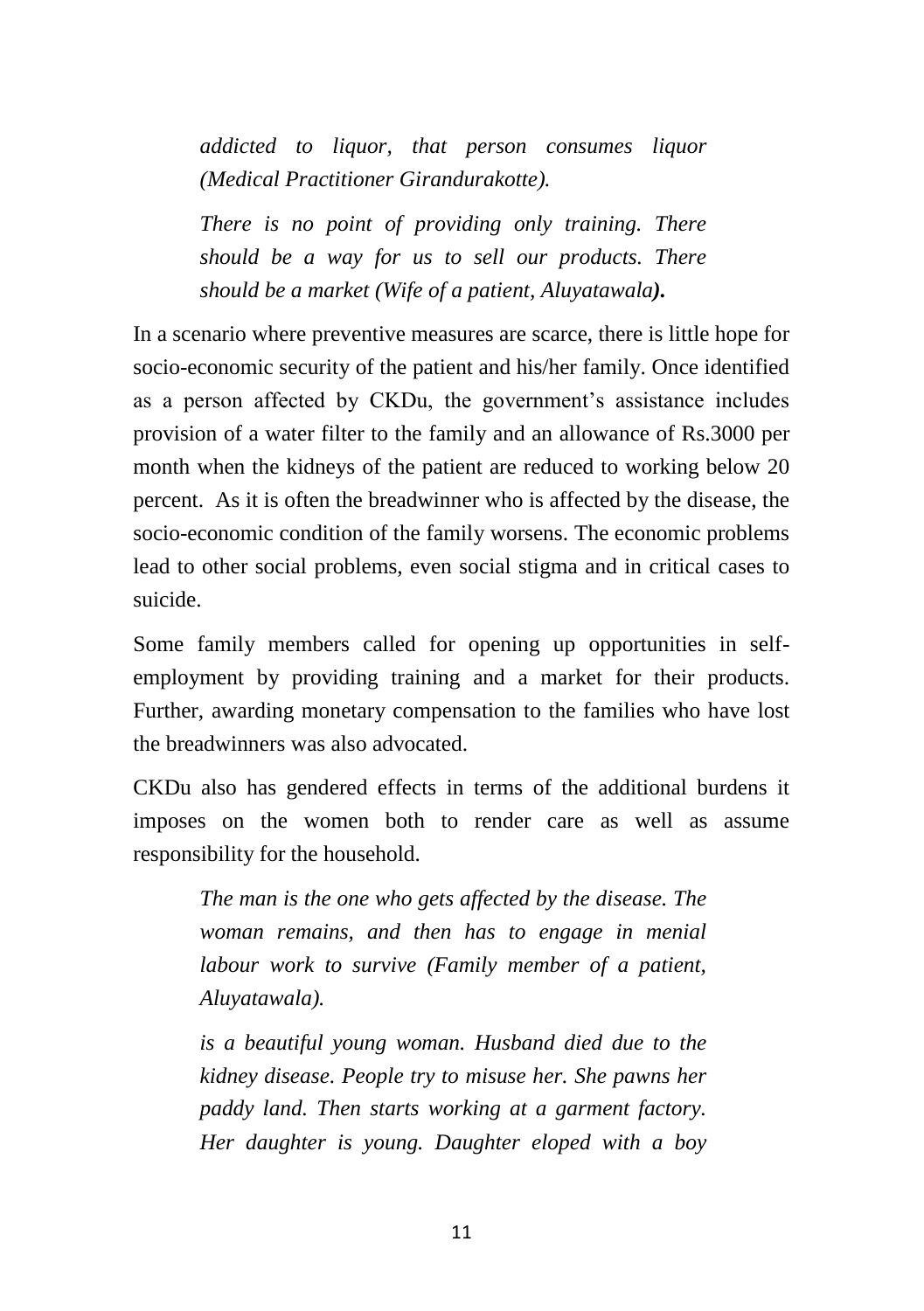*addicted to liquor, that person consumes liquor (Medical Practitioner Girandurakotte).*

*There is no point of providing only training. There should be a way for us to sell our products. There should be a market (Wife of a patient, Aluyatawala***).**

In a scenario where preventive measures are scarce, there is little hope for socio-economic security of the patient and his/her family. Once identified as a person affected by CKDu, the government's assistance includes provision of a water filter to the family and an allowance of Rs.3000 per month when the kidneys of the patient are reduced to working below 20 percent. As it is often the breadwinner who is affected by the disease, the socio-economic condition of the family worsens. The economic problems lead to other social problems, even social stigma and in critical cases to suicide.

Some family members called for opening up opportunities in self-employment by providing training and a market for their products. Further, awarding monetary compensation to the families who have lost the breadwinners was also advocated.

CKDu also has gendered effects in terms of the additional burdens it imposes on the women both to render care as well as assume responsibility for the household.

*The man is the one who gets affected by the disease. The woman remains, and then has to engage in menial labour work to survive (Family member of a patient, Aluyatawala).*

*is a beautiful young woman. Husband died due to the kidney disease. People try to misuse her. She pawns her paddy land. Then starts working at a garment factory. Her daughter is young. Daughter eloped with a boy*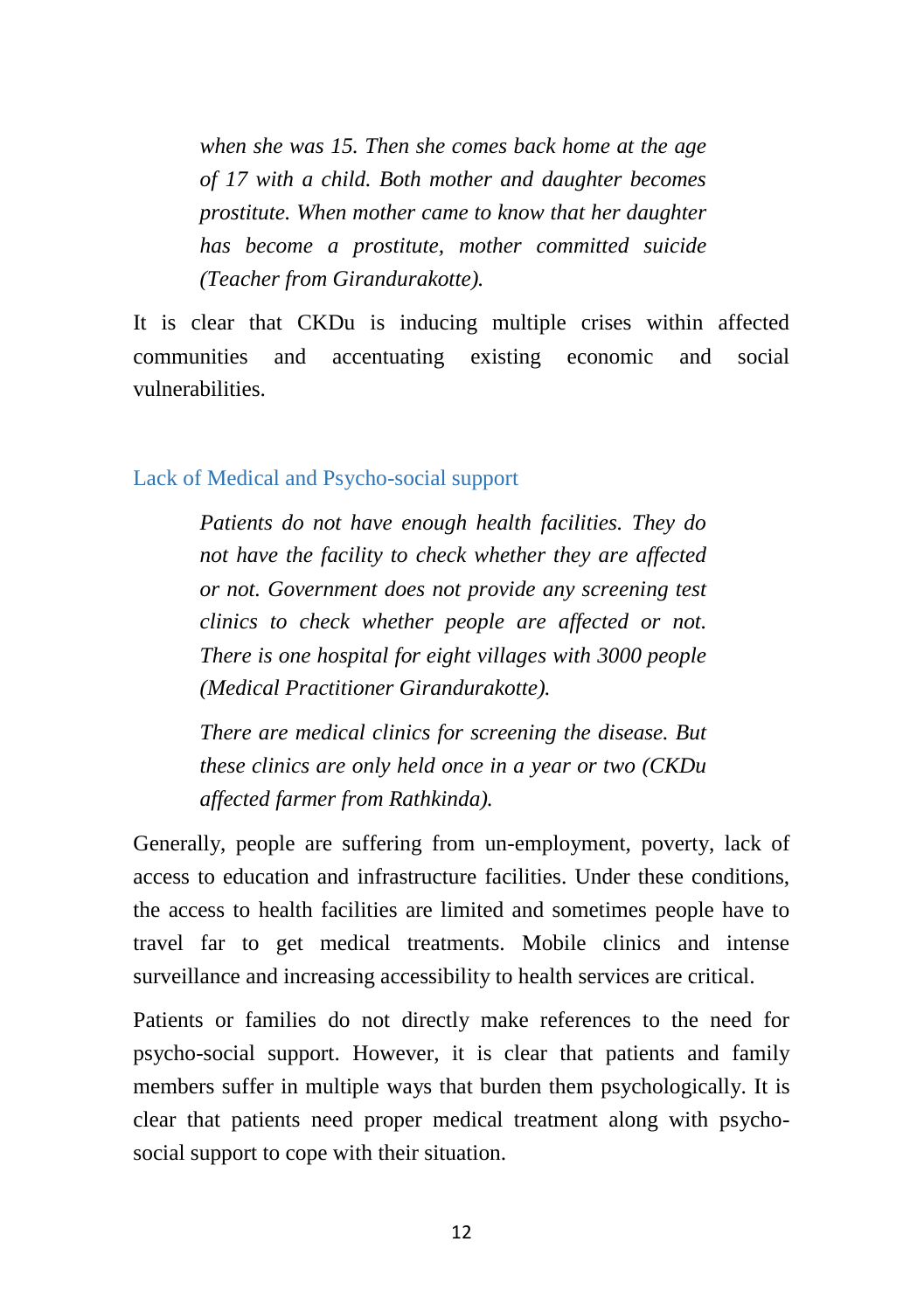*when she was 15. Then she comes back home at the age of 17 with a child. Both mother and daughter becomes prostitute. When mother came to know that her daughter has become a prostitute, mother committed suicide (Teacher from Girandurakotte).*

It is clear that CKDu is inducing multiple crises within affected communities and accentuating existing economic and social vulnerabilities.

### Lack of Medical and Psycho-social support

*Patients do not have enough health facilities. They do not have the facility to check whether they are affected or not. Government does not provide any screening test clinics to check whether people are affected or not. There is one hospital for eight villages with 3000 people (Medical Practitioner Girandurakotte).*

*There are medical clinics for screening the disease. But these clinics are only held once in a year or two (CKDu affected farmer from Rathkinda).*

Generally, people are suffering from un-employment, poverty, lack of access to education and infrastructure facilities. Under these conditions, the access to health facilities are limited and sometimes people have to travel far to get medical treatments. Mobile clinics and intense surveillance and increasing accessibility to health services are critical.

Patients or families do not directly make references to the need for psycho-social support. However, it is clear that patients and family members suffer in multiple ways that burden them psychologically. It is clear that patients need proper medical treatment along with psycho-social support to cope with their situation.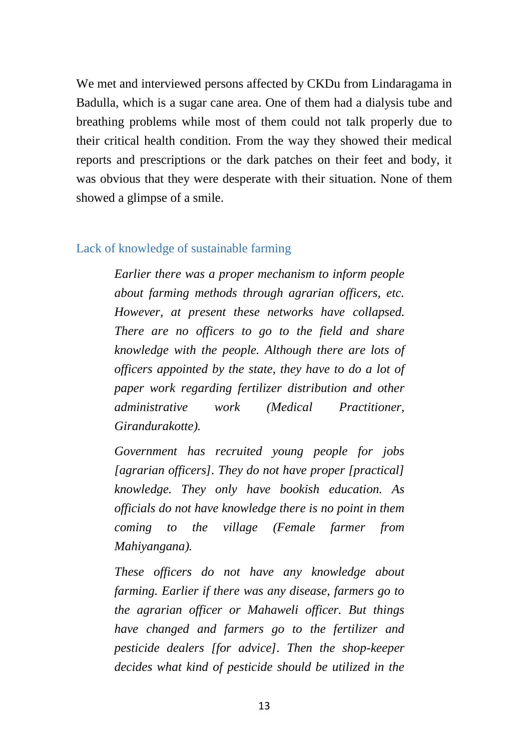We met and interviewed persons affected by CKDu from Lindaragama in Badulla, which is a sugar cane area. One of them had a dialysis tube and breathing problems while most of them could not talk properly due to their critical health condition. From the way they showed their medical reports and prescriptions or the dark patches on their feet and body, it was obvious that they were desperate with their situation. None of them showed a glimpse of a smile.

### Lack of knowledge of sustainable farming

> *Earlier there was a proper mechanism to inform people about farming methods through agrarian officers, etc. However, at present these networks have collapsed. There are no officers to go to the field and share knowledge with the people. Although there are lots of officers appointed by the state, they have to do a lot of paper work regarding fertilizer distribution and other administrative work (Medical Practitioner, Girandurakotte).*

> *Government has recruited young people for jobs [agrarian officers]. They do not have proper [practical] knowledge. They only have bookish education. As officials do not have knowledge there is no point in them coming to the village (Female farmer from Mahiyangana).*

> *These officers do not have any knowledge about farming. Earlier if there was any disease, farmers go to the agrarian officer or Mahaweli officer. But things have changed and farmers go to the fertilizer and pesticide dealers [for advice]. Then the shop-keeper decides what kind of pesticide should be utilized in the*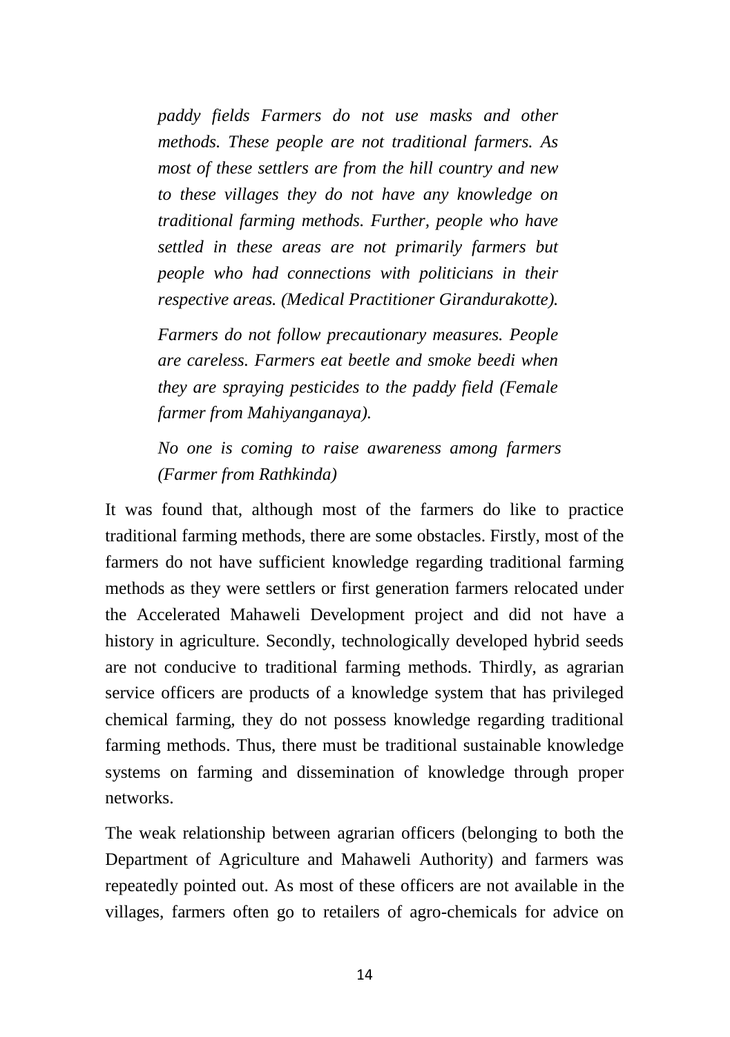*paddy fields Farmers do not use masks and other methods. These people are not traditional farmers. As most of these settlers are from the hill country and new to these villages they do not have any knowledge on traditional farming methods. Further, people who have settled in these areas are not primarily farmers but people who had connections with politicians in their respective areas. (Medical Practitioner Girandurakotte).*

*Farmers do not follow precautionary measures. People are careless. Farmers eat beetle and smoke beedi when they are spraying pesticides to the paddy field (Female farmer from Mahiyanganaya).*

*No one is coming to raise awareness among farmers (Farmer from Rathkinda)*

It was found that, although most of the farmers do like to practice traditional farming methods, there are some obstacles. Firstly, most of the farmers do not have sufficient knowledge regarding traditional farming methods as they were settlers or first generation farmers relocated under the Accelerated Mahaweli Development project and did not have a history in agriculture. Secondly, technologically developed hybrid seeds are not conducive to traditional farming methods. Thirdly, as agrarian service officers are products of a knowledge system that has privileged chemical farming, they do not possess knowledge regarding traditional farming methods. Thus, there must be traditional sustainable knowledge systems on farming and dissemination of knowledge through proper networks.

The weak relationship between agrarian officers (belonging to both the Department of Agriculture and Mahaweli Authority) and farmers was repeatedly pointed out. As most of these officers are not available in the villages, farmers often go to retailers of agro-chemicals for advice on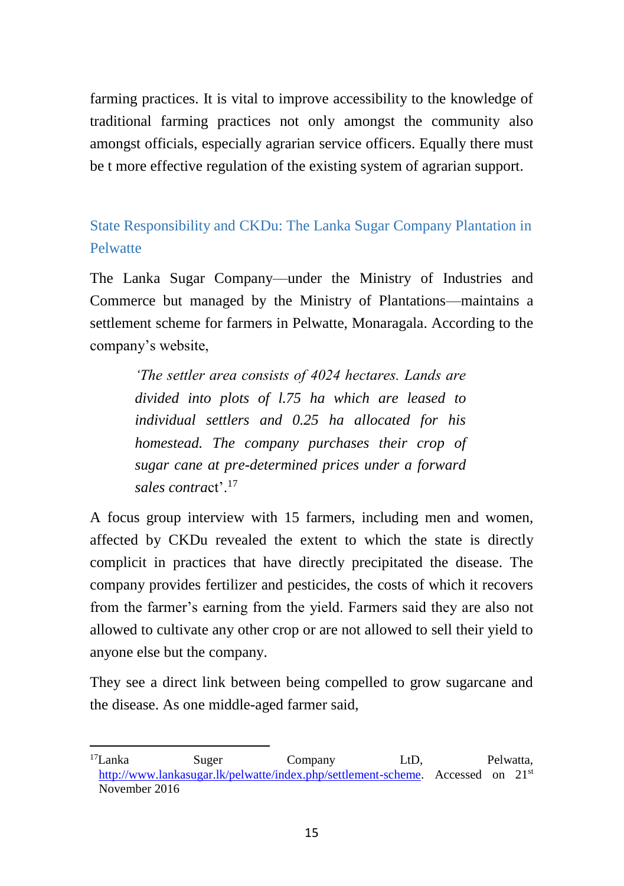farming practices. It is vital to improve accessibility to the knowledge of traditional farming practices not only amongst the community also amongst officials, especially agrarian service officers. Equally there must be t more effective regulation of the existing system of agrarian support.

## State Responsibility and CKDu: The Lanka Sugar Company Plantation in Pelwatte

The Lanka Sugar Company—under the Ministry of Industries and Commerce but managed by the Ministry of Plantations—maintains a settlement scheme for farmers in Pelwatte, Monaragala. According to the company's website,

> *'The settler area consists of 4024 hectares. Lands are divided into plots of l.75 ha which are leased to individual settlers and 0.25 ha allocated for his homestead. The company purchases their crop of sugar cane at pre-determined prices under a forward sales contrac*t'.[17]

A focus group interview with 15 farmers, including men and women, affected by CKDu revealed the extent to which the state is directly complicit in practices that have directly precipitated the disease. The company provides fertilizer and pesticides, the costs of which it recovers from the farmer's earning from the yield. Farmers said they are also not allowed to cultivate any other crop or are not allowed to sell their yield to anyone else but the company.

They see a direct link between being compelled to grow sugarcane and the disease. As one middle-aged farmer said,

---

[17] Lanka Suger Company LtD, Pelwatta, http://www.lankasugar.lk/pelwatte/index.php/settlement-scheme. Accessed on 21st November 2016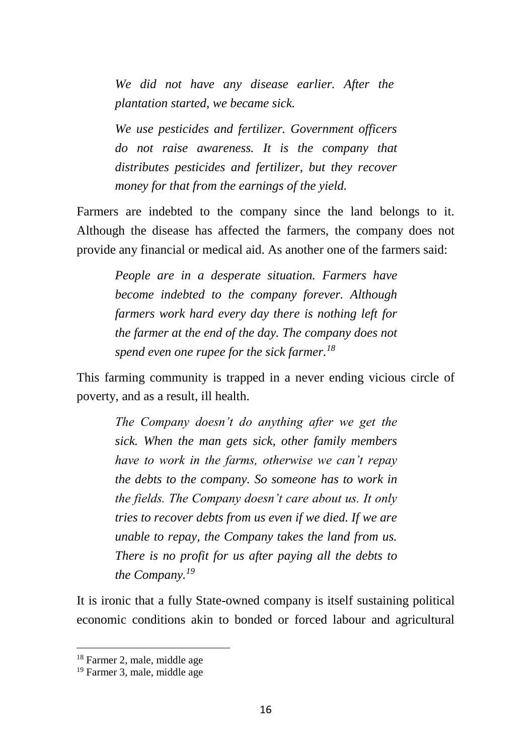> *We did not have any disease earlier. After the plantation started, we became sick.*
>
> *We use pesticides and fertilizer. Government officers do not raise awareness. It is the company that distributes pesticides and fertilizer, but they recover money for that from the earnings of the yield.*

Farmers are indebted to the company since the land belongs to it. Although the disease has affected the farmers, the company does not provide any financial or medical aid. As another one of the farmers said:

> *People are in a desperate situation. Farmers have become indebted to the company forever. Although farmers work hard every day there is nothing left for the farmer at the end of the day. The company does not spend even one rupee for the sick farmer.*[18]

This farming community is trapped in a never ending vicious circle of poverty, and as a result, ill health.

> *The Company doesn't do anything after we get the sick. When the man gets sick, other family members have to work in the farms, otherwise we can't repay the debts to the company. So someone has to work in the fields. The Company doesn't care about us. It only tries to recover debts from us even if we died. If we are unable to repay, the Company takes the land from us. There is no profit for us after paying all the debts to the Company.*[19]

It is ironic that a fully State-owned company is itself sustaining political economic conditions akin to bonded or forced labour and agricultural

[18] Farmer 2, male, middle age

[19] Farmer 3, male, middle age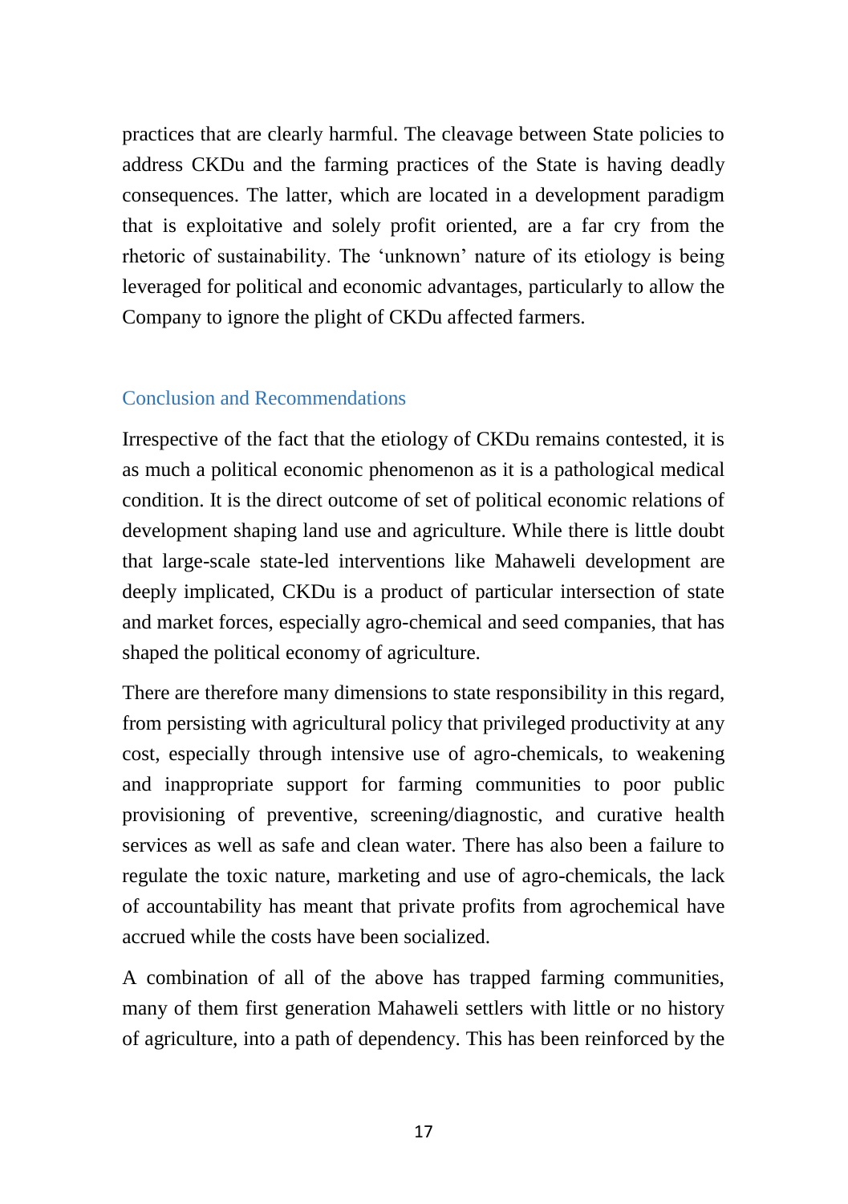practices that are clearly harmful. The cleavage between State policies to address CKDu and the farming practices of the State is having deadly consequences. The latter, which are located in a development paradigm that is exploitative and solely profit oriented, are a far cry from the rhetoric of sustainability. The 'unknown' nature of its etiology is being leveraged for political and economic advantages, particularly to allow the Company to ignore the plight of CKDu affected farmers.

## Conclusion and Recommendations

Irrespective of the fact that the etiology of CKDu remains contested, it is as much a political economic phenomenon as it is a pathological medical condition. It is the direct outcome of set of political economic relations of development shaping land use and agriculture. While there is little doubt that large-scale state-led interventions like Mahaweli development are deeply implicated, CKDu is a product of particular intersection of state and market forces, especially agro-chemical and seed companies, that has shaped the political economy of agriculture.

There are therefore many dimensions to state responsibility in this regard, from persisting with agricultural policy that privileged productivity at any cost, especially through intensive use of agro-chemicals, to weakening and inappropriate support for farming communities to poor public provisioning of preventive, screening/diagnostic, and curative health services as well as safe and clean water. There has also been a failure to regulate the toxic nature, marketing and use of agro-chemicals, the lack of accountability has meant that private profits from agrochemical have accrued while the costs have been socialized.

A combination of all of the above has trapped farming communities, many of them first generation Mahaweli settlers with little or no history of agriculture, into a path of dependency. This has been reinforced by the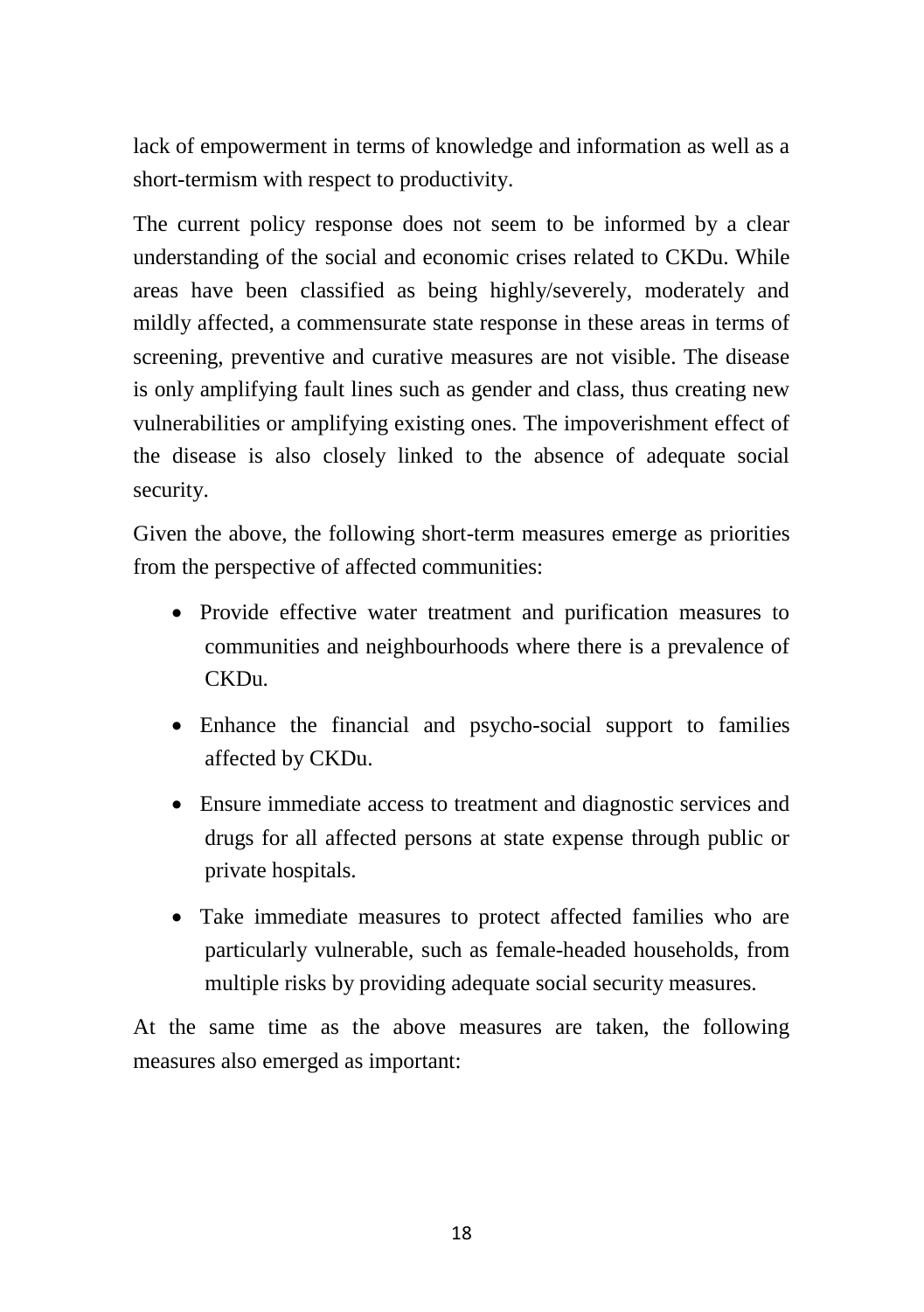lack of empowerment in terms of knowledge and information as well as a short-termism with respect to productivity.

The current policy response does not seem to be informed by a clear understanding of the social and economic crises related to CKDu. While areas have been classified as being highly/severely, moderately and mildly affected, a commensurate state response in these areas in terms of screening, preventive and curative measures are not visible. The disease is only amplifying fault lines such as gender and class, thus creating new vulnerabilities or amplifying existing ones. The impoverishment effect of the disease is also closely linked to the absence of adequate social security.

Given the above, the following short-term measures emerge as priorities from the perspective of affected communities:

- Provide effective water treatment and purification measures to communities and neighbourhoods where there is a prevalence of CKDu.
- Enhance the financial and psycho-social support to families affected by CKDu.
- Ensure immediate access to treatment and diagnostic services and drugs for all affected persons at state expense through public or private hospitals.
- Take immediate measures to protect affected families who are particularly vulnerable, such as female-headed households, from multiple risks by providing adequate social security measures.

At the same time as the above measures are taken, the following measures also emerged as important: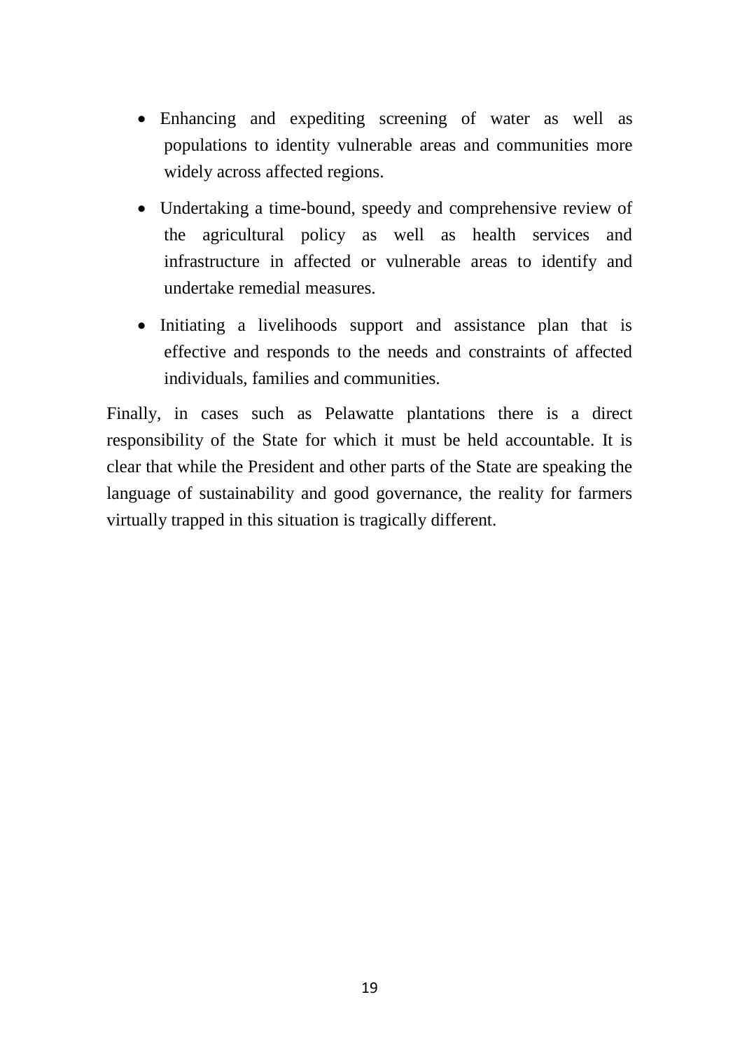- Enhancing and expediting screening of water as well as populations to identity vulnerable areas and communities more widely across affected regions.
- Undertaking a time-bound, speedy and comprehensive review of the agricultural policy as well as health services and infrastructure in affected or vulnerable areas to identify and undertake remedial measures.
- Initiating a livelihoods support and assistance plan that is effective and responds to the needs and constraints of affected individuals, families and communities.

Finally, in cases such as Pelawatte plantations there is a direct responsibility of the State for which it must be held accountable. It is clear that while the President and other parts of the State are speaking the language of sustainability and good governance, the reality for farmers virtually trapped in this situation is tragically different.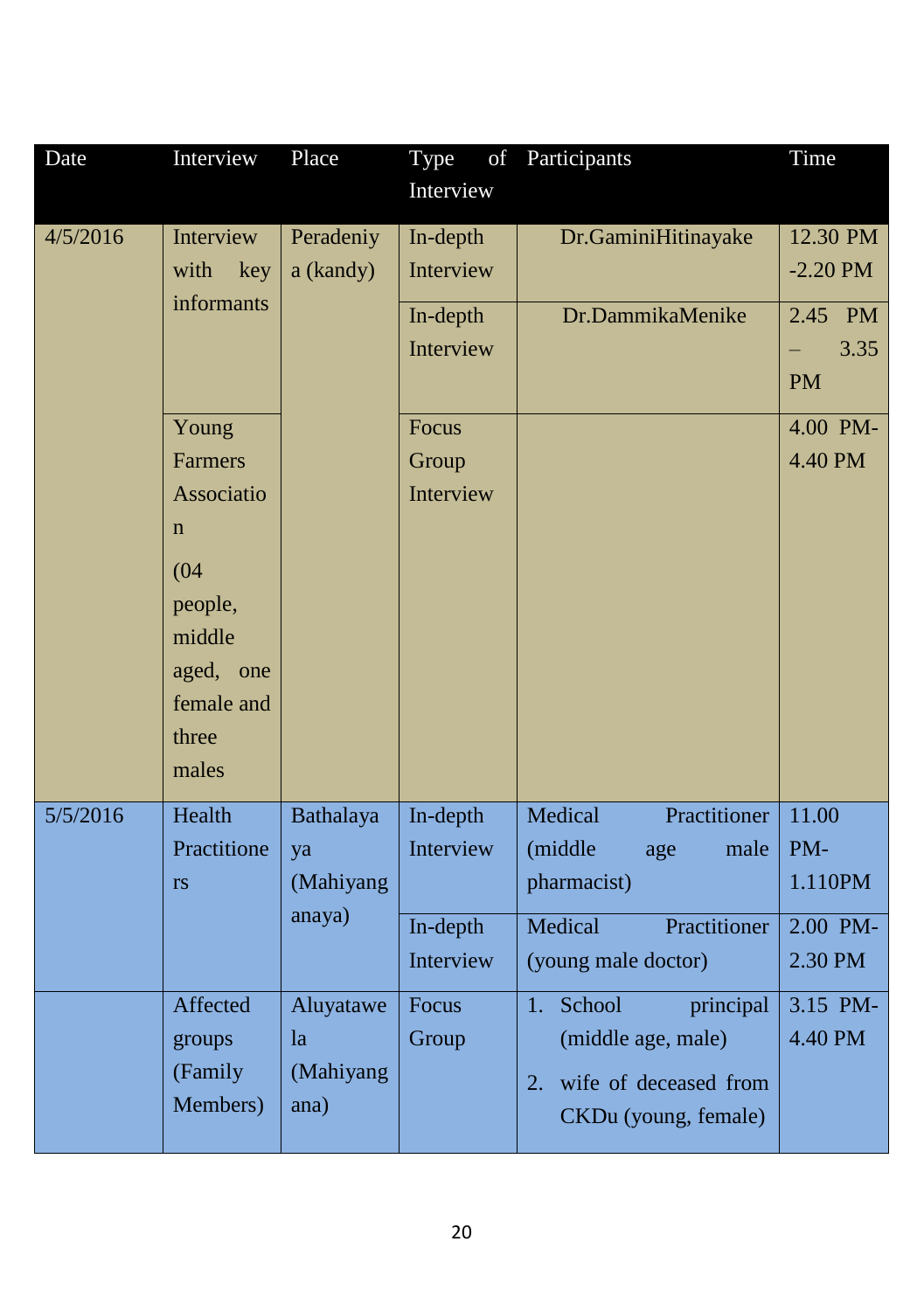| Date | Interview | Place | Type of Interview | Participants | Time |
|---|---|---|---|---|---|
| 4/5/2016 | Interview with key informants | Peradeniya (kandy) | In-depth Interview | Dr.GaminiHitinayake | 12.30 PM -2.20 PM |
| | | | In-depth Interview | Dr.DammikaMenike | 2.45 PM – 3.35 PM |
| | Young Farmers Association (04 people, middle aged, one female and three males | | Focus Group Interview | | 4.00 PM-4.40 PM |
| 5/5/2016 | Health Practitioners | Bathalayaya (Mahiyanganaya) | In-depth Interview | Medical Practitioner (middle age male pharmacist) | 11.00 PM-1.110PM |
| | | | In-depth Interview | Medical Practitioner (young male doctor) | 2.00 PM-2.30 PM |
| | Affected groups (Family Members) | Aluyatawela (Mahiyangana) | Focus Group | 1. School principal (middle age, male) 2. wife of deceased from CKDu (young, female) | 3.15 PM-4.40 PM |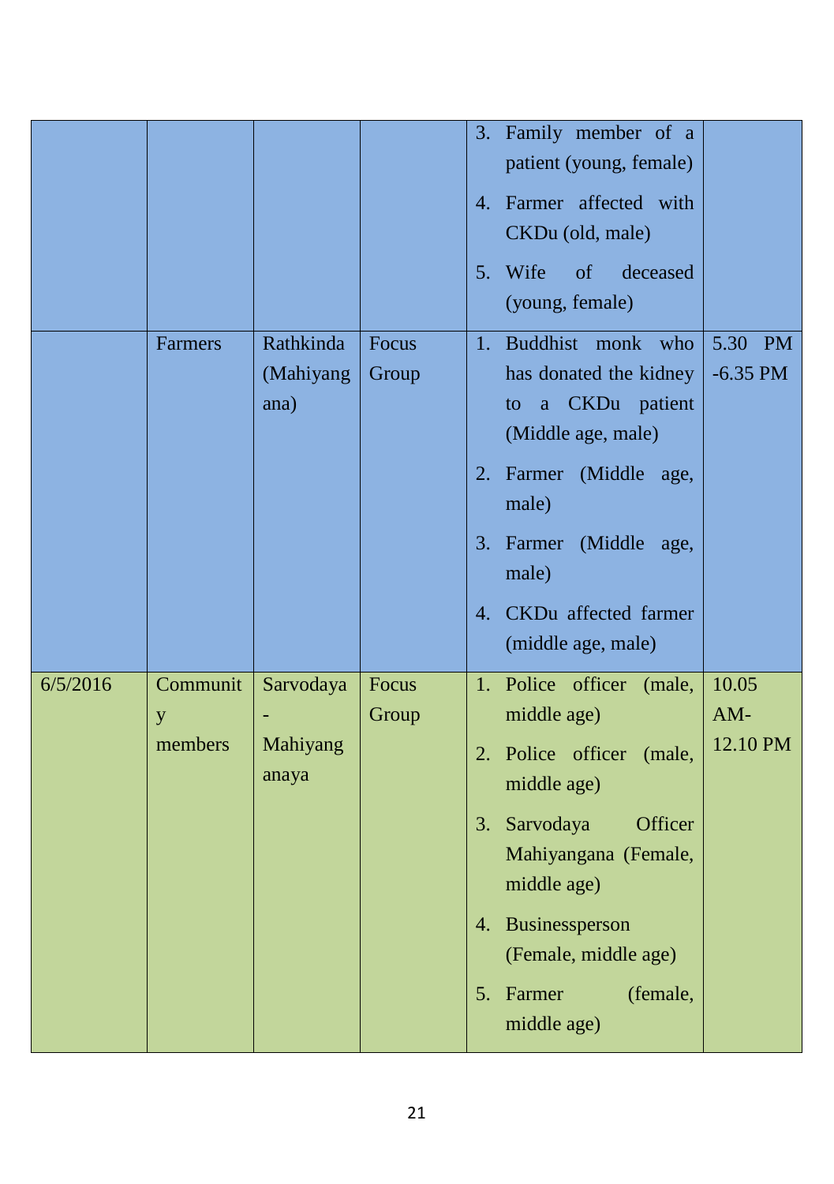| | | | | | |
|---|---|---|---|---|---|
| | | | | 3. Family member of a patient (young, female)<br>4. Farmer affected with CKDu (old, male)<br>5. Wife of deceased (young, female) | |
| | Farmers | Rathkinda (Mahiyangana) | Focus Group | 1. Buddhist monk who has donated the kidney to a CKDu patient (Middle age, male)<br>2. Farmer (Middle age, male)<br>3. Farmer (Middle age, male)<br>4. CKDu affected farmer (middle age, male) | 5.30 PM -6.35 PM |
| 6/5/2016 | Community members | Sarvodaya - Mahiyanganaya | Focus Group | 1. Police officer (male, middle age)<br>2. Police officer (male, middle age)<br>3. Sarvodaya Officer Mahiyangana (Female, middle age)<br>4. Businessperson (Female, middle age)<br>5. Farmer (female, middle age) | 10.05 AM-12.10 PM |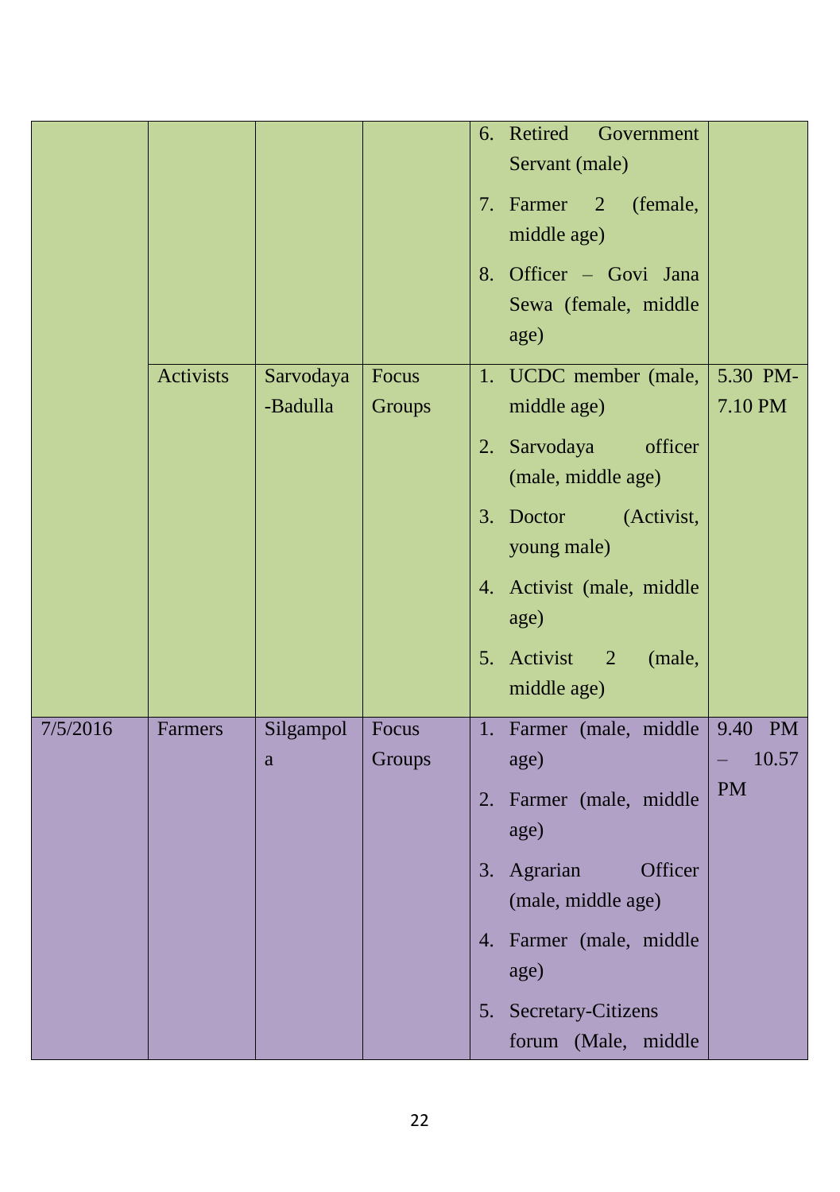| | | | | | |
|---|---|---|---|---|---|
| | | | | 6. Retired Government Servant (male)<br>7. Farmer 2 (female, middle age)<br>8. Officer – Govi Jana Sewa (female, middle age) | |
| | Activists | Sarvodaya -Badulla | Focus Groups | 1. UCDC member (male, middle age)<br>2. Sarvodaya officer (male, middle age)<br>3. Doctor (Activist, young male)<br>4. Activist (male, middle age)<br>5. Activist 2 (male, middle age) | 5.30 PM-7.10 PM |
| 7/5/2016 | Farmers | Silgampola | Focus Groups | 1. Farmer (male, middle age)<br>2. Farmer (male, middle age)<br>3. Agrarian Officer (male, middle age)<br>4. Farmer (male, middle age)<br>5. Secretary-Citizens forum (Male, middle | 9.40 PM – 10.57 PM |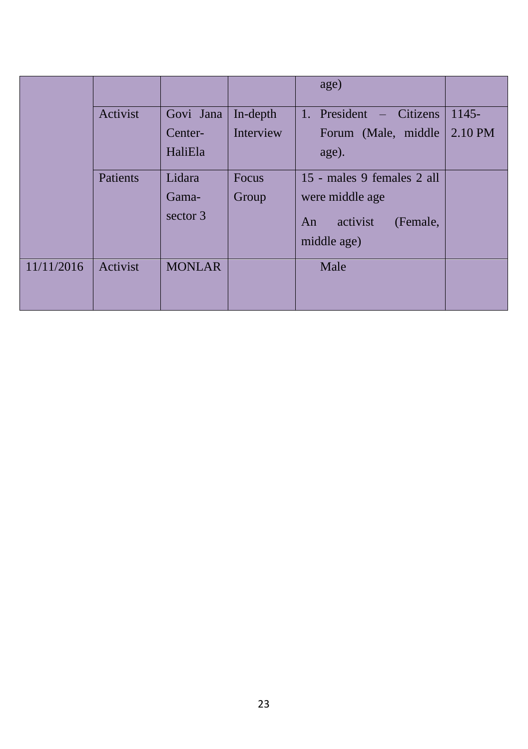| | | | | | |
|---|---|---|---|---|---|
| | | | | age) | |
| | Activist | Govi Jana Center- HaliEla | In-depth Interview | 1. President – Citizens Forum (Male, middle age). | 1145- 2.10 PM |
| | Patients | Lidara Gama- sector 3 | Focus Group | 15 - males 9 females 2 all were middle age<br>An activist (Female, middle age) | |
| 11/11/2016 | Activist | MONLAR | | Male | |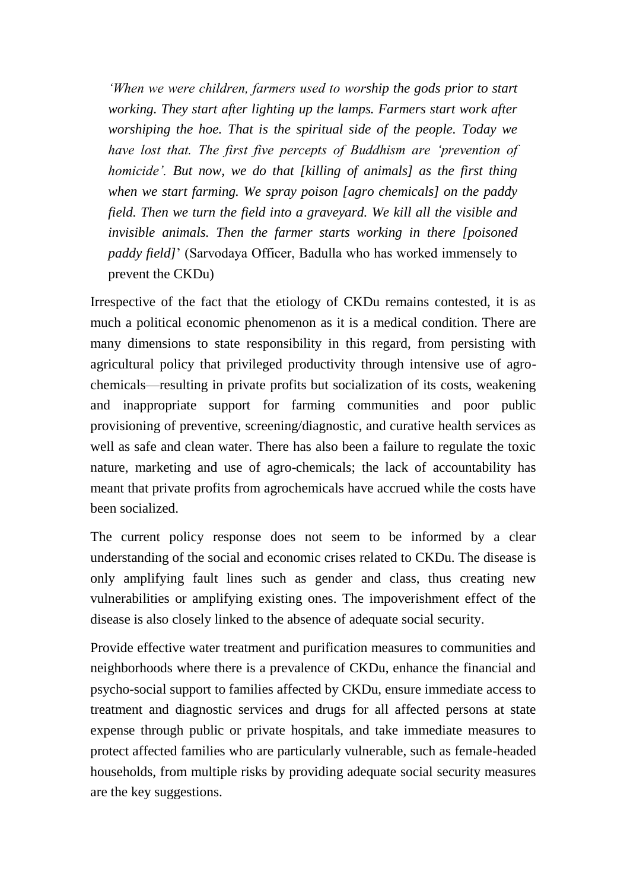*'When we were children, farmers used to worship the gods prior to start working. They start after lighting up the lamps. Farmers start work after worshiping the hoe. That is the spiritual side of the people. Today we have lost that. The first five percepts of Buddhism are 'prevention of homicide'. But now, we do that [killing of animals] as the first thing when we start farming. We spray poison [agro chemicals] on the paddy field. Then we turn the field into a graveyard. We kill all the visible and invisible animals. Then the farmer starts working in there [poisoned paddy field]*' (Sarvodaya Officer, Badulla who has worked immensely to prevent the CKDu)

Irrespective of the fact that the etiology of CKDu remains contested, it is as much a political economic phenomenon as it is a medical condition. There are many dimensions to state responsibility in this regard, from persisting with agricultural policy that privileged productivity through intensive use of agro-chemicals—resulting in private profits but socialization of its costs, weakening and inappropriate support for farming communities and poor public provisioning of preventive, screening/diagnostic, and curative health services as well as safe and clean water. There has also been a failure to regulate the toxic nature, marketing and use of agro-chemicals; the lack of accountability has meant that private profits from agrochemicals have accrued while the costs have been socialized.

The current policy response does not seem to be informed by a clear understanding of the social and economic crises related to CKDu. The disease is only amplifying fault lines such as gender and class, thus creating new vulnerabilities or amplifying existing ones. The impoverishment effect of the disease is also closely linked to the absence of adequate social security.

Provide effective water treatment and purification measures to communities and neighborhoods where there is a prevalence of CKDu, enhance the financial and psycho-social support to families affected by CKDu, ensure immediate access to treatment and diagnostic services and drugs for all affected persons at state expense through public or private hospitals, and take immediate measures to protect affected families who are particularly vulnerable, such as female-headed households, from multiple risks by providing adequate social security measures are the key suggestions.